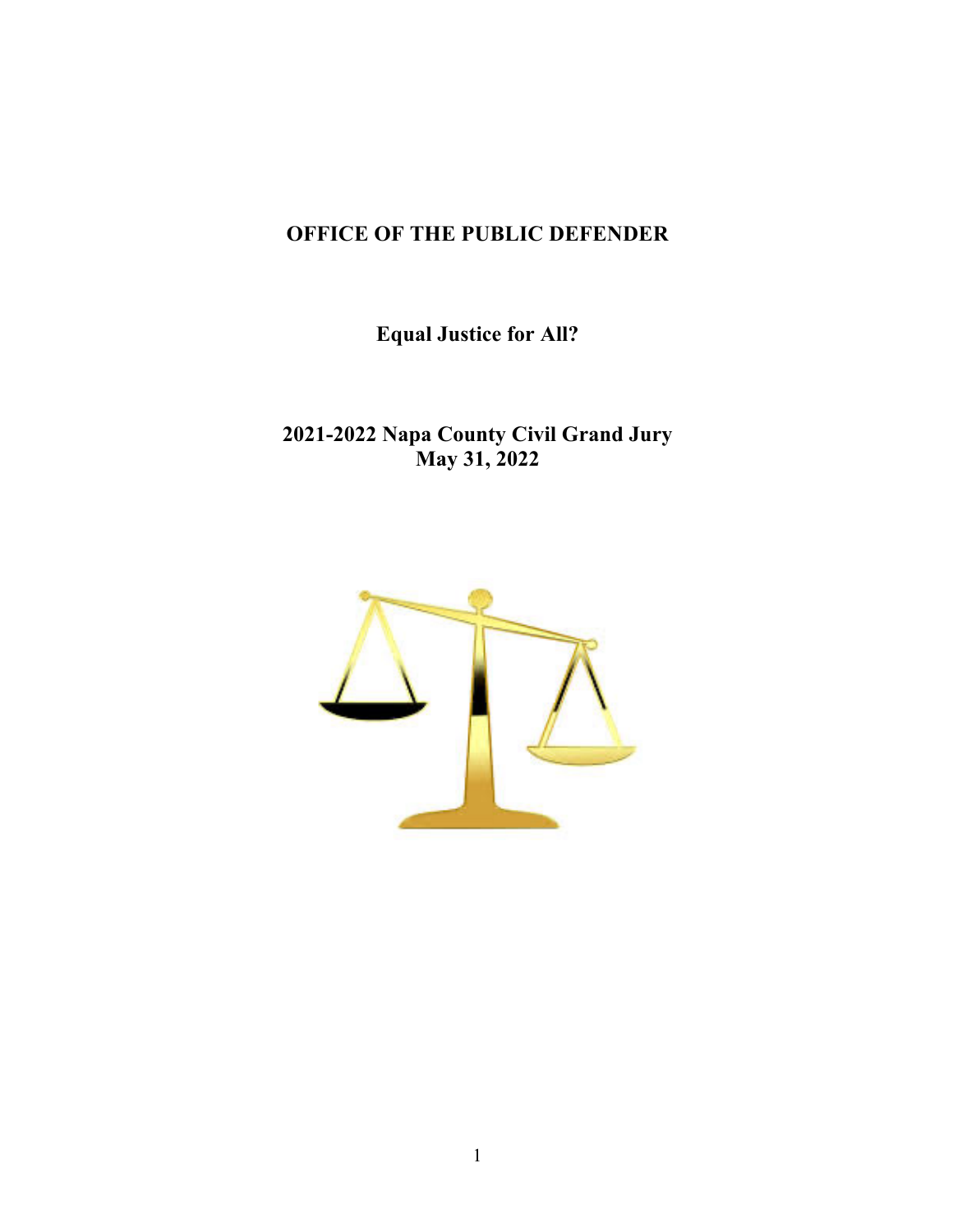# OFFICE OF THE PUBLIC DEFENDER

## Equal Justice for All?

**2021-2022 Napa County Civil Grand Jury**
**May 31, 2022**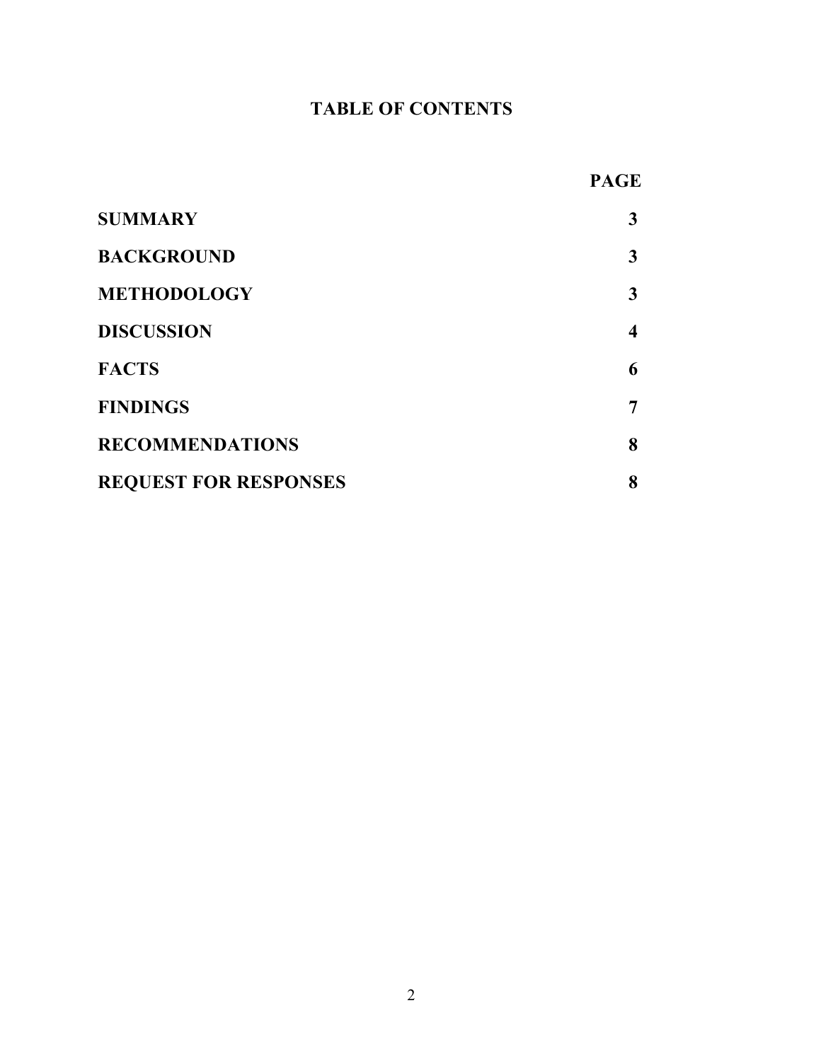# TABLE OF CONTENTS

| | PAGE |
|---|---|
| **SUMMARY** | **3** |
| **BACKGROUND** | **3** |
| **METHODOLOGY** | **3** |
| **DISCUSSION** | **4** |
| **FACTS** | **6** |
| **FINDINGS** | **7** |
| **RECOMMENDATIONS** | **8** |
| **REQUEST FOR RESPONSES** | **8** |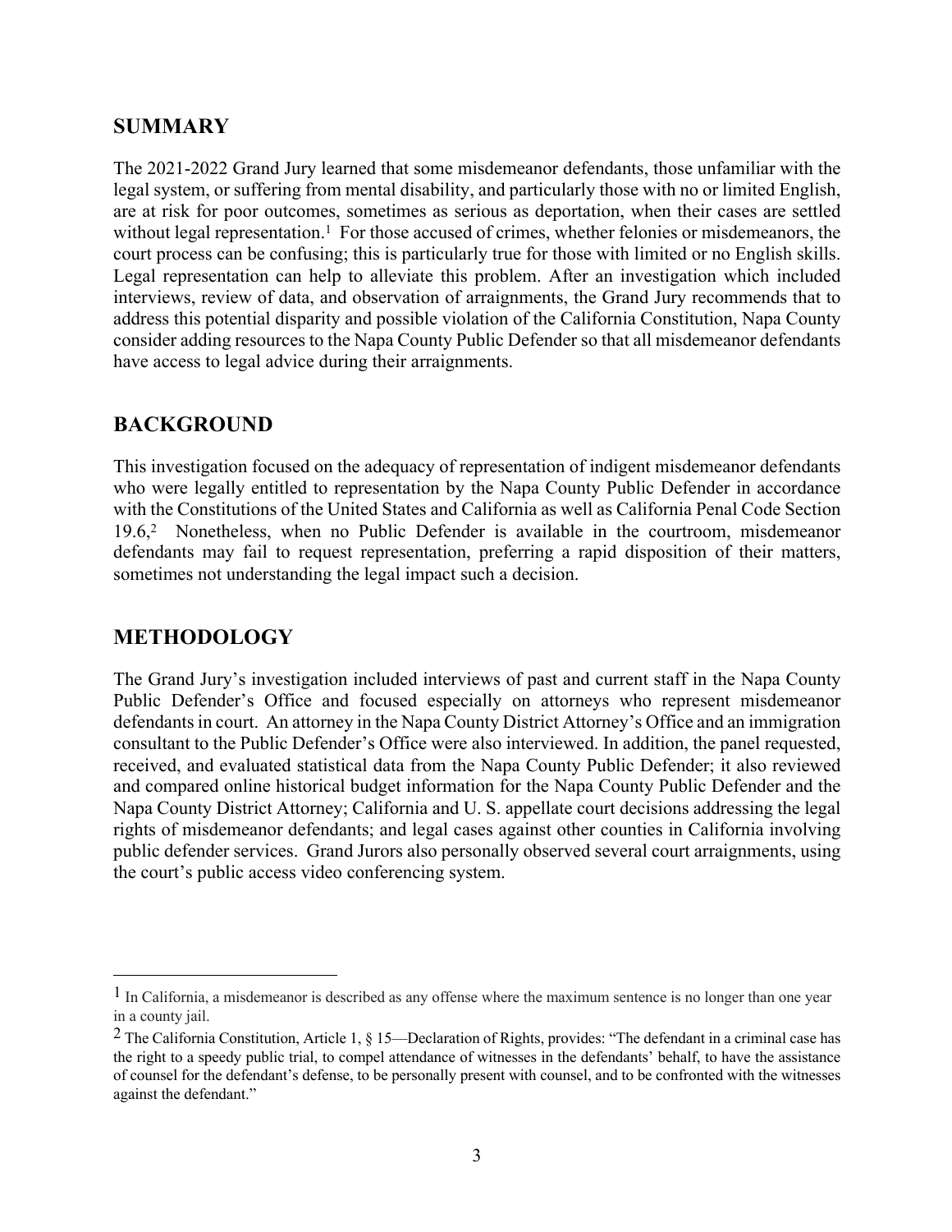## SUMMARY

The 2021-2022 Grand Jury learned that some misdemeanor defendants, those unfamiliar with the legal system, or suffering from mental disability, and particularly those with no or limited English, are at risk for poor outcomes, sometimes as serious as deportation, when their cases are settled without legal representation.[1] For those accused of crimes, whether felonies or misdemeanors, the court process can be confusing; this is particularly true for those with limited or no English skills. Legal representation can help to alleviate this problem. After an investigation which included interviews, review of data, and observation of arraignments, the Grand Jury recommends that to address this potential disparity and possible violation of the California Constitution, Napa County consider adding resources to the Napa County Public Defender so that all misdemeanor defendants have access to legal advice during their arraignments.

## BACKGROUND

This investigation focused on the adequacy of representation of indigent misdemeanor defendants who were legally entitled to representation by the Napa County Public Defender in accordance with the Constitutions of the United States and California as well as California Penal Code Section 19.6,[2] Nonetheless, when no Public Defender is available in the courtroom, misdemeanor defendants may fail to request representation, preferring a rapid disposition of their matters, sometimes not understanding the legal impact such a decision.

## METHODOLOGY

The Grand Jury's investigation included interviews of past and current staff in the Napa County Public Defender's Office and focused especially on attorneys who represent misdemeanor defendants in court. An attorney in the Napa County District Attorney's Office and an immigration consultant to the Public Defender's Office were also interviewed. In addition, the panel requested, received, and evaluated statistical data from the Napa County Public Defender; it also reviewed and compared online historical budget information for the Napa County Public Defender and the Napa County District Attorney; California and U. S. appellate court decisions addressing the legal rights of misdemeanor defendants; and legal cases against other counties in California involving public defender services. Grand Jurors also personally observed several court arraignments, using the court's public access video conferencing system.

---

[1] In California, a misdemeanor is described as any offense where the maximum sentence is no longer than one year in a county jail.

[2] The California Constitution, Article 1, § 15—Declaration of Rights, provides: "The defendant in a criminal case has the right to a speedy public trial, to compel attendance of witnesses in the defendants' behalf, to have the assistance of counsel for the defendant's defense, to be personally present with counsel, and to be confronted with the witnesses against the defendant."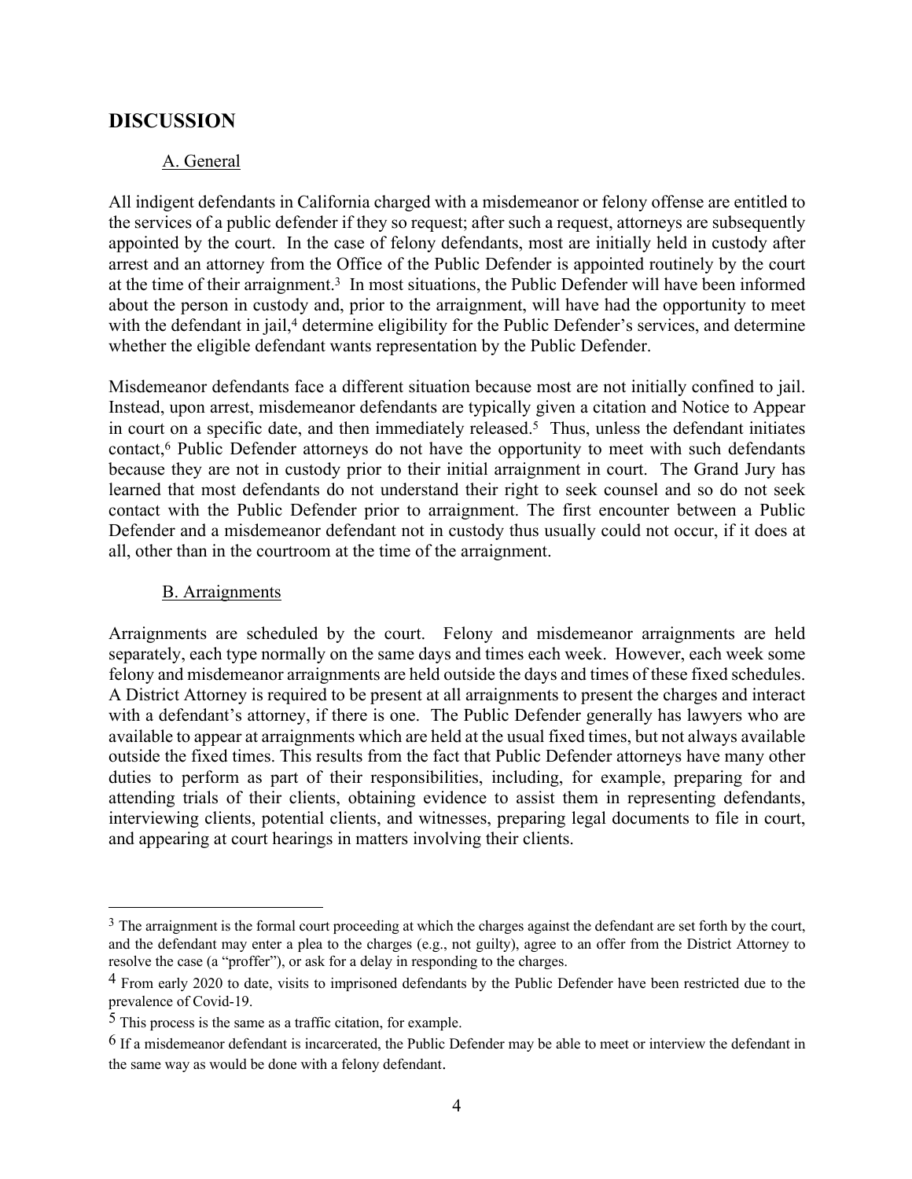## DISCUSSION

### A. General

All indigent defendants in California charged with a misdemeanor or felony offense are entitled to the services of a public defender if they so request; after such a request, attorneys are subsequently appointed by the court. In the case of felony defendants, most are initially held in custody after arrest and an attorney from the Office of the Public Defender is appointed routinely by the court at the time of their arraignment.[3] In most situations, the Public Defender will have been informed about the person in custody and, prior to the arraignment, will have had the opportunity to meet with the defendant in jail,[4] determine eligibility for the Public Defender's services, and determine whether the eligible defendant wants representation by the Public Defender.

Misdemeanor defendants face a different situation because most are not initially confined to jail. Instead, upon arrest, misdemeanor defendants are typically given a citation and Notice to Appear in court on a specific date, and then immediately released.[5] Thus, unless the defendant initiates contact,[6] Public Defender attorneys do not have the opportunity to meet with such defendants because they are not in custody prior to their initial arraignment in court. The Grand Jury has learned that most defendants do not understand their right to seek counsel and so do not seek contact with the Public Defender prior to arraignment. The first encounter between a Public Defender and a misdemeanor defendant not in custody thus usually could not occur, if it does at all, other than in the courtroom at the time of the arraignment.

### B. Arraignments

Arraignments are scheduled by the court. Felony and misdemeanor arraignments are held separately, each type normally on the same days and times each week. However, each week some felony and misdemeanor arraignments are held outside the days and times of these fixed schedules. A District Attorney is required to be present at all arraignments to present the charges and interact with a defendant's attorney, if there is one. The Public Defender generally has lawyers who are available to appear at arraignments which are held at the usual fixed times, but not always available outside the fixed times. This results from the fact that Public Defender attorneys have many other duties to perform as part of their responsibilities, including, for example, preparing for and attending trials of their clients, obtaining evidence to assist them in representing defendants, interviewing clients, potential clients, and witnesses, preparing legal documents to file in court, and appearing at court hearings in matters involving their clients.

---

[3] The arraignment is the formal court proceeding at which the charges against the defendant are set forth by the court, and the defendant may enter a plea to the charges (e.g., not guilty), agree to an offer from the District Attorney to resolve the case (a "proffer"), or ask for a delay in responding to the charges.

[4] From early 2020 to date, visits to imprisoned defendants by the Public Defender have been restricted due to the prevalence of Covid-19.

[5] This process is the same as a traffic citation, for example.

[6] If a misdemeanor defendant is incarcerated, the Public Defender may be able to meet or interview the defendant in the same way as would be done with a felony defendant.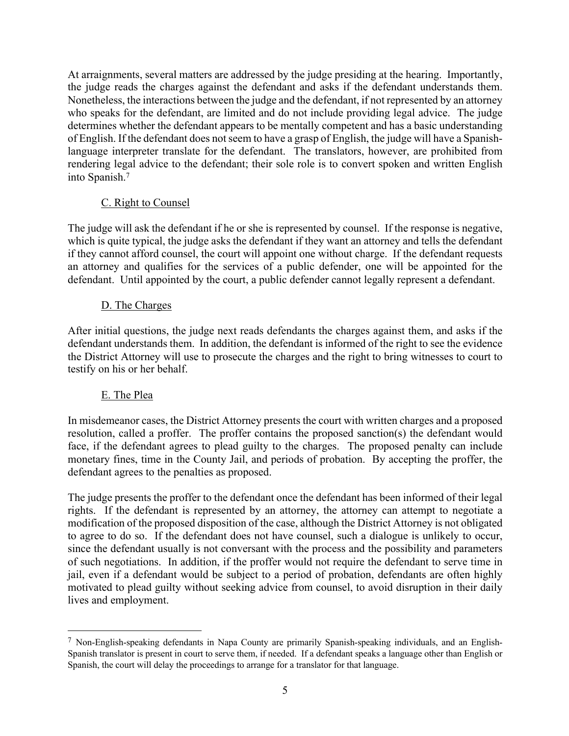At arraignments, several matters are addressed by the judge presiding at the hearing. Importantly, the judge reads the charges against the defendant and asks if the defendant understands them. Nonetheless, the interactions between the judge and the defendant, if not represented by an attorney who speaks for the defendant, are limited and do not include providing legal advice. The judge determines whether the defendant appears to be mentally competent and has a basic understanding of English. If the defendant does not seem to have a grasp of English, the judge will have a Spanish-language interpreter translate for the defendant. The translators, however, are prohibited from rendering legal advice to the defendant; their sole role is to convert spoken and written English into Spanish.[7]

### C. Right to Counsel

The judge will ask the defendant if he or she is represented by counsel. If the response is negative, which is quite typical, the judge asks the defendant if they want an attorney and tells the defendant if they cannot afford counsel, the court will appoint one without charge. If the defendant requests an attorney and qualifies for the services of a public defender, one will be appointed for the defendant. Until appointed by the court, a public defender cannot legally represent a defendant.

### D. The Charges

After initial questions, the judge next reads defendants the charges against them, and asks if the defendant understands them. In addition, the defendant is informed of the right to see the evidence the District Attorney will use to prosecute the charges and the right to bring witnesses to court to testify on his or her behalf.

### E. The Plea

In misdemeanor cases, the District Attorney presents the court with written charges and a proposed resolution, called a proffer. The proffer contains the proposed sanction(s) the defendant would face, if the defendant agrees to plead guilty to the charges. The proposed penalty can include monetary fines, time in the County Jail, and periods of probation. By accepting the proffer, the defendant agrees to the penalties as proposed.

The judge presents the proffer to the defendant once the defendant has been informed of their legal rights. If the defendant is represented by an attorney, the attorney can attempt to negotiate a modification of the proposed disposition of the case, although the District Attorney is not obligated to agree to do so. If the defendant does not have counsel, such a dialogue is unlikely to occur, since the defendant usually is not conversant with the process and the possibility and parameters of such negotiations. In addition, if the proffer would not require the defendant to serve time in jail, even if a defendant would be subject to a period of probation, defendants are often highly motivated to plead guilty without seeking advice from counsel, to avoid disruption in their daily lives and employment.

---

[7] Non-English-speaking defendants in Napa County are primarily Spanish-speaking individuals, and an English-Spanish translator is present in court to serve them, if needed. If a defendant speaks a language other than English or Spanish, the court will delay the proceedings to arrange for a translator for that language.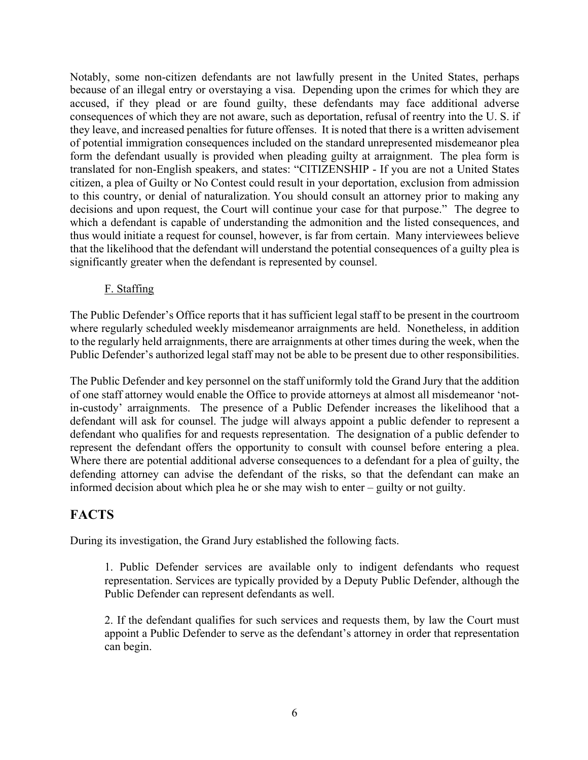Notably, some non-citizen defendants are not lawfully present in the United States, perhaps because of an illegal entry or overstaying a visa. Depending upon the crimes for which they are accused, if they plead or are found guilty, these defendants may face additional adverse consequences of which they are not aware, such as deportation, refusal of reentry into the U. S. if they leave, and increased penalties for future offenses. It is noted that there is a written advisement of potential immigration consequences included on the standard unrepresented misdemeanor plea form the defendant usually is provided when pleading guilty at arraignment. The plea form is translated for non-English speakers, and states: "CITIZENSHIP - If you are not a United States citizen, a plea of Guilty or No Contest could result in your deportation, exclusion from admission to this country, or denial of naturalization. You should consult an attorney prior to making any decisions and upon request, the Court will continue your case for that purpose." The degree to which a defendant is capable of understanding the admonition and the listed consequences, and thus would initiate a request for counsel, however, is far from certain. Many interviewees believe that the likelihood that the defendant will understand the potential consequences of a guilty plea is significantly greater when the defendant is represented by counsel.

### F. Staffing

The Public Defender's Office reports that it has sufficient legal staff to be present in the courtroom where regularly scheduled weekly misdemeanor arraignments are held. Nonetheless, in addition to the regularly held arraignments, there are arraignments at other times during the week, when the Public Defender's authorized legal staff may not be able to be present due to other responsibilities.

The Public Defender and key personnel on the staff uniformly told the Grand Jury that the addition of one staff attorney would enable the Office to provide attorneys at almost all misdemeanor 'not-in-custody' arraignments. The presence of a Public Defender increases the likelihood that a defendant will ask for counsel. The judge will always appoint a public defender to represent a defendant who qualifies for and requests representation. The designation of a public defender to represent the defendant offers the opportunity to consult with counsel before entering a plea. Where there are potential additional adverse consequences to a defendant for a plea of guilty, the defending attorney can advise the defendant of the risks, so that the defendant can make an informed decision about which plea he or she may wish to enter – guilty or not guilty.

## FACTS

During its investigation, the Grand Jury established the following facts.

1. Public Defender services are available only to indigent defendants who request representation. Services are typically provided by a Deputy Public Defender, although the Public Defender can represent defendants as well.

2. If the defendant qualifies for such services and requests them, by law the Court must appoint a Public Defender to serve as the defendant's attorney in order that representation can begin.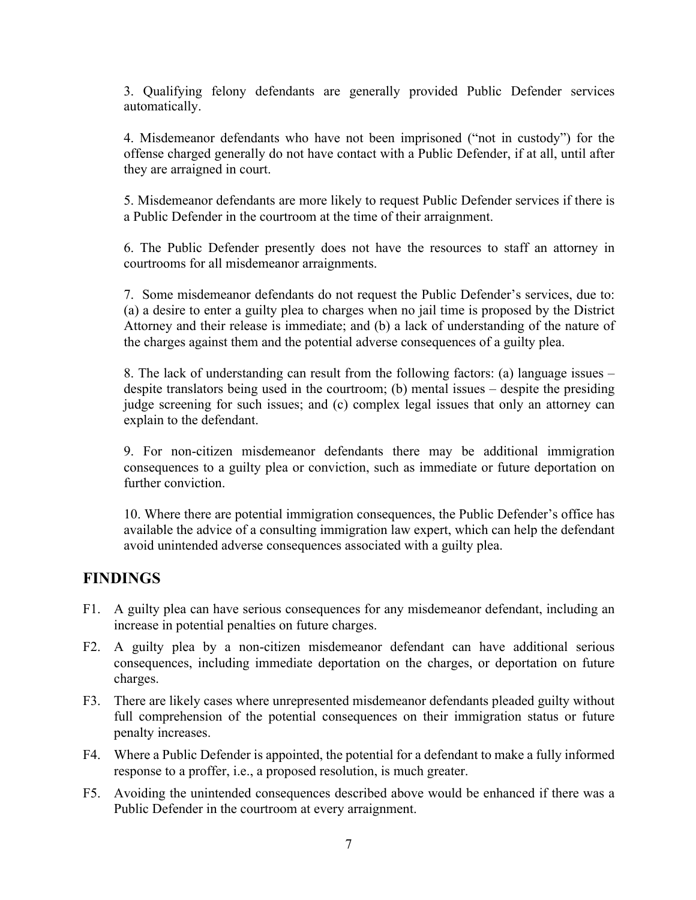3. Qualifying felony defendants are generally provided Public Defender services automatically.

4. Misdemeanor defendants who have not been imprisoned ("not in custody") for the offense charged generally do not have contact with a Public Defender, if at all, until after they are arraigned in court.

5. Misdemeanor defendants are more likely to request Public Defender services if there is a Public Defender in the courtroom at the time of their arraignment.

6. The Public Defender presently does not have the resources to staff an attorney in courtrooms for all misdemeanor arraignments.

7. Some misdemeanor defendants do not request the Public Defender's services, due to: (a) a desire to enter a guilty plea to charges when no jail time is proposed by the District Attorney and their release is immediate; and (b) a lack of understanding of the nature of the charges against them and the potential adverse consequences of a guilty plea.

8. The lack of understanding can result from the following factors: (a) language issues – despite translators being used in the courtroom; (b) mental issues – despite the presiding judge screening for such issues; and (c) complex legal issues that only an attorney can explain to the defendant.

9. For non-citizen misdemeanor defendants there may be additional immigration consequences to a guilty plea or conviction, such as immediate or future deportation on further conviction.

10. Where there are potential immigration consequences, the Public Defender's office has available the advice of a consulting immigration law expert, which can help the defendant avoid unintended adverse consequences associated with a guilty plea.

## FINDINGS

F1. A guilty plea can have serious consequences for any misdemeanor defendant, including an increase in potential penalties on future charges.

F2. A guilty plea by a non-citizen misdemeanor defendant can have additional serious consequences, including immediate deportation on the charges, or deportation on future charges.

F3. There are likely cases where unrepresented misdemeanor defendants pleaded guilty without full comprehension of the potential consequences on their immigration status or future penalty increases.

F4. Where a Public Defender is appointed, the potential for a defendant to make a fully informed response to a proffer, i.e., a proposed resolution, is much greater.

F5. Avoiding the unintended consequences described above would be enhanced if there was a Public Defender in the courtroom at every arraignment.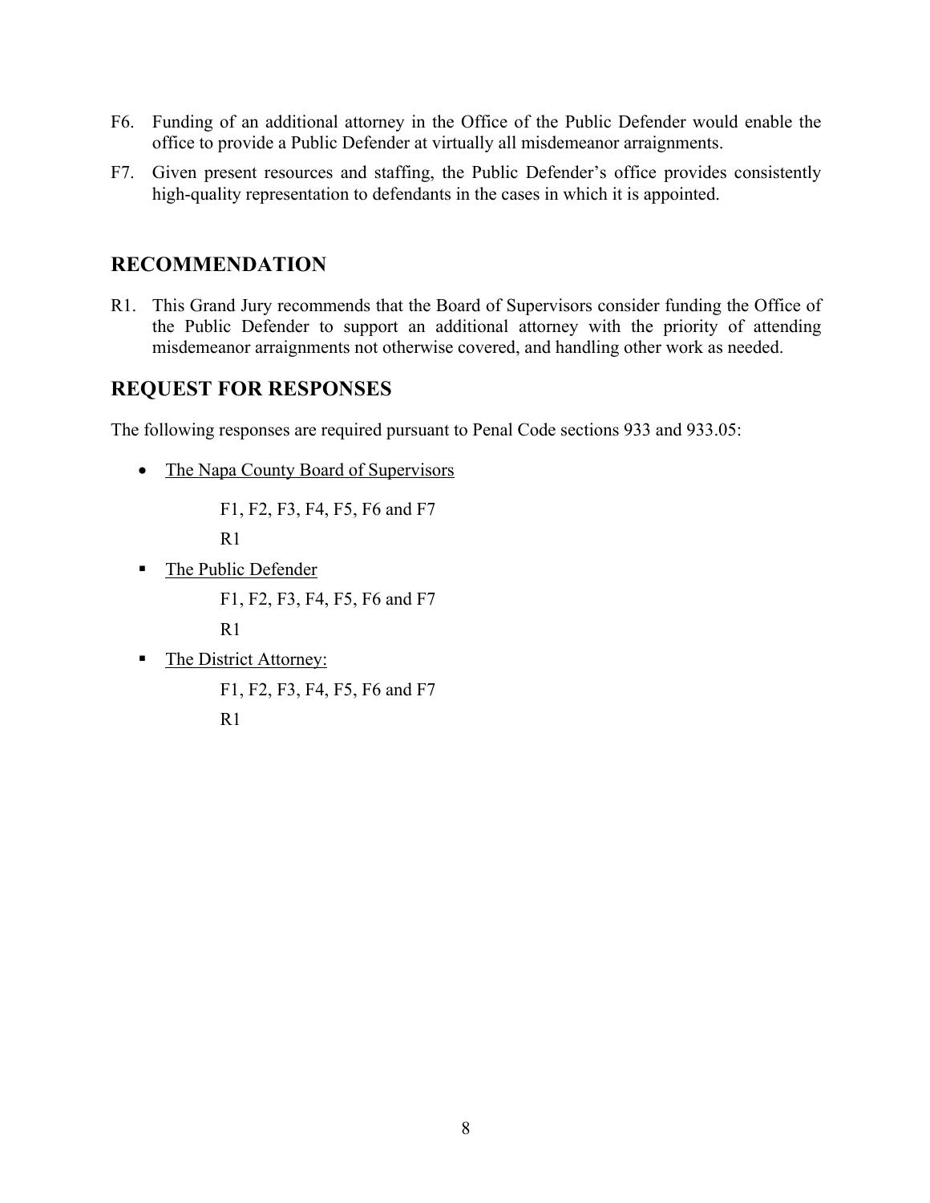F6. Funding of an additional attorney in the Office of the Public Defender would enable the office to provide a Public Defender at virtually all misdemeanor arraignments.

F7. Given present resources and staffing, the Public Defender's office provides consistently high-quality representation to defendants in the cases in which it is appointed.

## RECOMMENDATION

R1. This Grand Jury recommends that the Board of Supervisors consider funding the Office of the Public Defender to support an additional attorney with the priority of attending misdemeanor arraignments not otherwise covered, and handling other work as needed.

## REQUEST FOR RESPONSES

The following responses are required pursuant to Penal Code sections 933 and 933.05:

- <u>The Napa County Board of Supervisors</u>

  F1, F2, F3, F4, F5, F6 and F7

  R1

- <u>The Public Defender</u>

  F1, F2, F3, F4, F5, F6 and F7

  R1

- <u>The District Attorney:</u>

  F1, F2, F3, F4, F5, F6 and F7

  R1